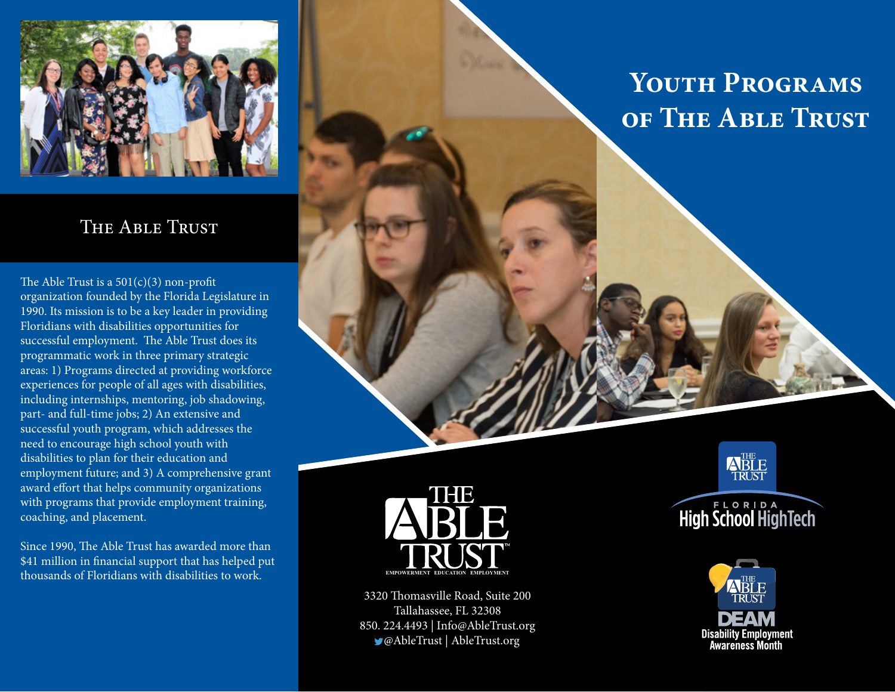# Youth Programs of The Able Trust

## The Able Trust

The Able Trust is a 501(c)(3) non-profit organization founded by the Florida Legislature in 1990. Its mission is to be a key leader in providing Floridians with disabilities opportunities for successful employment. The Able Trust does its programmatic work in three primary strategic areas: 1) Programs directed at providing workforce experiences for people of all ages with disabilities, including internships, mentoring, job shadowing, part- and full-time jobs; 2) An extensive and successful youth program, which addresses the need to encourage high school youth with disabilities to plan for their education and employment future; and 3) A comprehensive grant award effort that helps community organizations with programs that provide employment training, coaching, and placement.

Since 1990, The Able Trust has awarded more than $41 million in financial support that has helped put thousands of Floridians with disabilities to work.

THE ABLE TRUST™
EMPOWERMENT EDUCATION EMPLOYMENT

3320 Thomasville Road, Suite 200
Tallahassee, FL 32308
850. 224.4493 | Info@AbleTrust.org
@AbleTrust | AbleTrust.org

THE ABLE TRUST
FLORIDA
High School HighTech

THE ABLE TRUST
DEAM
Disability Employment Awareness Month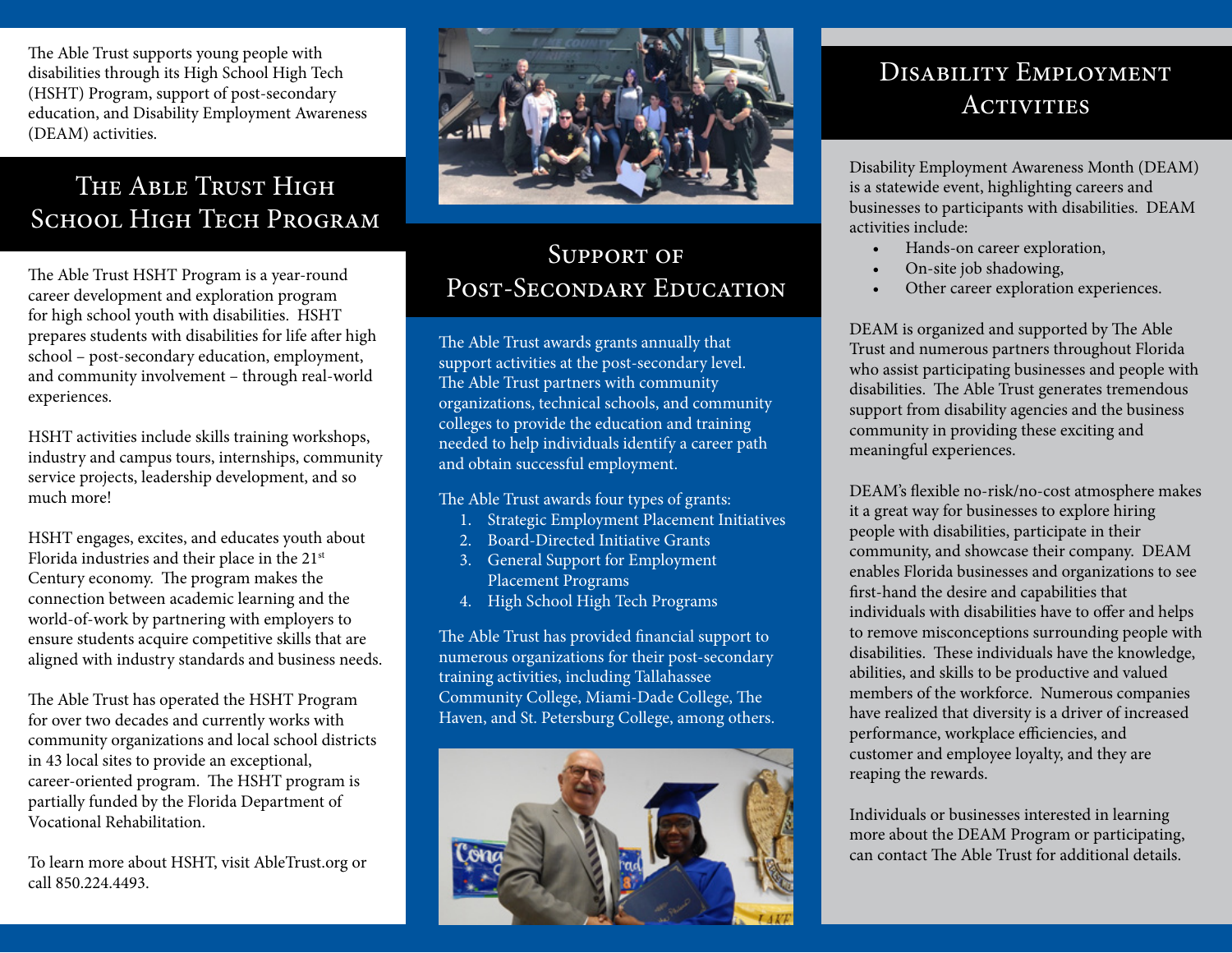The Able Trust supports young people with disabilities through its High School High Tech (HSHT) Program, support of post-secondary education, and Disability Employment Awareness (DEAM) activities.

## The Able Trust High School High Tech Program

The Able Trust HSHT Program is a year-round career development and exploration program for high school youth with disabilities. HSHT prepares students with disabilities for life after high school – post-secondary education, employment, and community involvement – through real-world experiences.

HSHT activities include skills training workshops, industry and campus tours, internships, community service projects, leadership development, and so much more!

HSHT engages, excites, and educates youth about Florida industries and their place in the 21st Century economy. The program makes the connection between academic learning and the world-of-work by partnering with employers to ensure students acquire competitive skills that are aligned with industry standards and business needs.

The Able Trust has operated the HSHT Program for over two decades and currently works with community organizations and local school districts in 43 local sites to provide an exceptional, career-oriented program. The HSHT program is partially funded by the Florida Department of Vocational Rehabilitation.

To learn more about HSHT, visit AbleTrust.org or call 850.224.4493.

## Support of Post-Secondary Education

The Able Trust awards grants annually that support activities at the post-secondary level. The Able Trust partners with community organizations, technical schools, and community colleges to provide the education and training needed to help individuals identify a career path and obtain successful employment.

The Able Trust awards four types of grants:

1. Strategic Employment Placement Initiatives
2. Board-Directed Initiative Grants
3. General Support for Employment Placement Programs
4. High School High Tech Programs

The Able Trust has provided financial support to numerous organizations for their post-secondary training activities, including Tallahassee Community College, Miami-Dade College, The Haven, and St. Petersburg College, among others.

## Disability Employment Activities

Disability Employment Awareness Month (DEAM) is a statewide event, highlighting careers and businesses to participants with disabilities. DEAM activities include:

- Hands-on career exploration,
- On-site job shadowing,
- Other career exploration experiences.

DEAM is organized and supported by The Able Trust and numerous partners throughout Florida who assist participating businesses and people with disabilities. The Able Trust generates tremendous support from disability agencies and the business community in providing these exciting and meaningful experiences.

DEAM's flexible no-risk/no-cost atmosphere makes it a great way for businesses to explore hiring people with disabilities, participate in their community, and showcase their company. DEAM enables Florida businesses and organizations to see first-hand the desire and capabilities that individuals with disabilities have to offer and helps to remove misconceptions surrounding people with disabilities. These individuals have the knowledge, abilities, and skills to be productive and valued members of the workforce. Numerous companies have realized that diversity is a driver of increased performance, workplace efficiencies, and customer and employee loyalty, and they are reaping the rewards.

Individuals or businesses interested in learning more about the DEAM Program or participating, can contact The Able Trust for additional details.